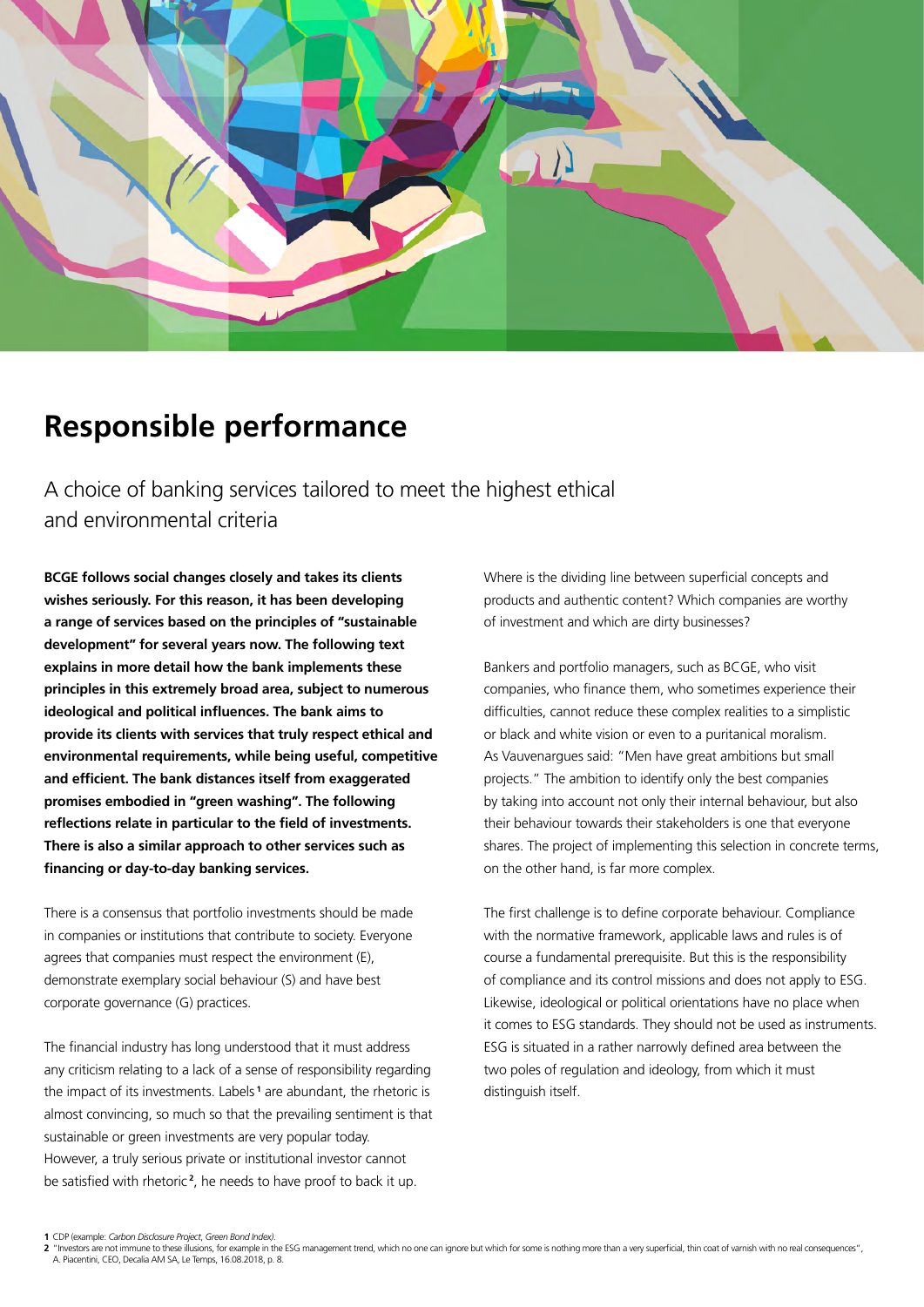# Responsible performance

## A choice of banking services tailored to meet the highest ethical and environmental criteria

**BCGE follows social changes closely and takes its clients wishes seriously. For this reason, it has been developing a range of services based on the principles of "sustainable development" for several years now. The following text explains in more detail how the bank implements these principles in this extremely broad area, subject to numerous ideological and political influences. The bank aims to provide its clients with services that truly respect ethical and environmental requirements, while being useful, competitive and efficient. The bank distances itself from exaggerated promises embodied in "green washing". The following reflections relate in particular to the field of investments. There is also a similar approach to other services such as financing or day-to-day banking services.**

There is a consensus that portfolio investments should be made in companies or institutions that contribute to society. Everyone agrees that companies must respect the environment (E), demonstrate exemplary social behaviour (S) and have best corporate governance (G) practices.

The financial industry has long understood that it must address any criticism relating to a lack of a sense of responsibility regarding the impact of its investments. Labels[1] are abundant, the rhetoric is almost convincing, so much so that the prevailing sentiment is that sustainable or green investments are very popular today. However, a truly serious private or institutional investor cannot be satisfied with rhetoric[2], he needs to have proof to back it up.

Where is the dividing line between superficial concepts and products and authentic content? Which companies are worthy of investment and which are dirty businesses?

Bankers and portfolio managers, such as BCGE, who visit companies, who finance them, who sometimes experience their difficulties, cannot reduce these complex realities to a simplistic or black and white vision or even to a puritanical moralism. As Vauvenargues said: "Men have great ambitions but small projects." The ambition to identify only the best companies by taking into account not only their internal behaviour, but also their behaviour towards their stakeholders is one that everyone shares. The project of implementing this selection in concrete terms, on the other hand, is far more complex.

The first challenge is to define corporate behaviour. Compliance with the normative framework, applicable laws and rules is of course a fundamental prerequisite. But this is the responsibility of compliance and its control missions and does not apply to ESG. Likewise, ideological or political orientations have no place when it comes to ESG standards. They should not be used as instruments. ESG is situated in a rather narrowly defined area between the two poles of regulation and ideology, from which it must distinguish itself.

---

[1] CDP (example: *Carbon Disclosure Project, Green Bond Index*).

[2] "Investors are not immune to these illusions, for example in the ESG management trend, which no one can ignore but which for some is nothing more than a very superficial, thin coat of varnish with no real consequences", A. Piacentini, CEO, Decalia AM SA, Le Temps, 16.08.2018, p. 8.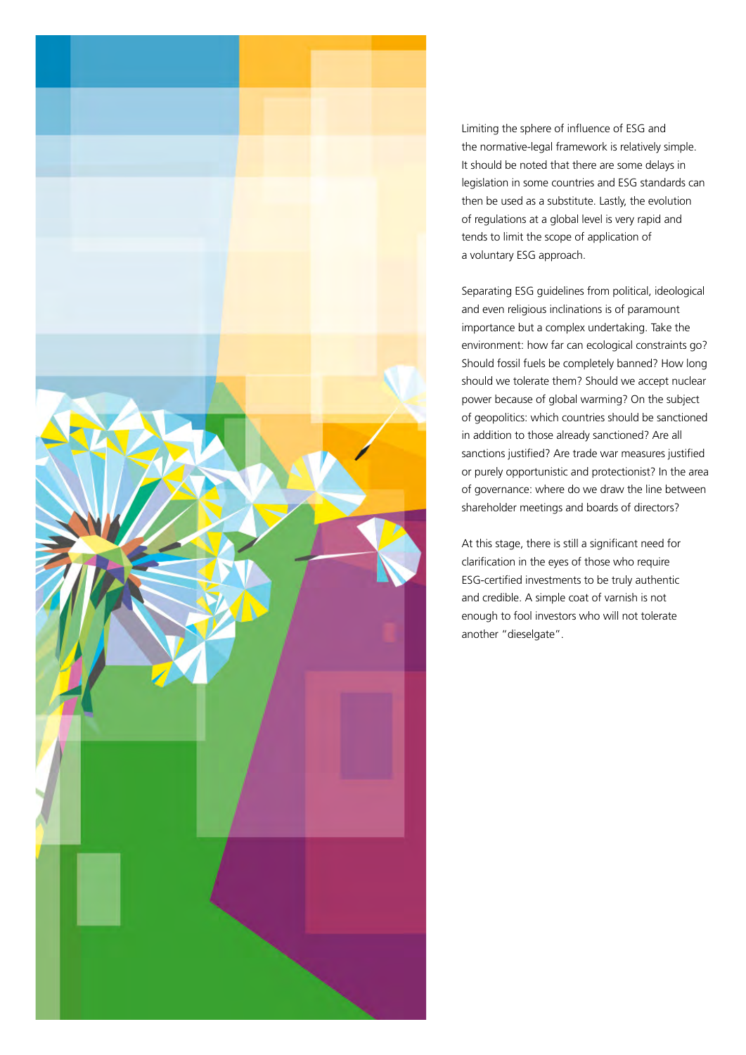Limiting the sphere of influence of ESG and the normative-legal framework is relatively simple. It should be noted that there are some delays in legislation in some countries and ESG standards can then be used as a substitute. Lastly, the evolution of regulations at a global level is very rapid and tends to limit the scope of application of a voluntary ESG approach.

Separating ESG guidelines from political, ideological and even religious inclinations is of paramount importance but a complex undertaking. Take the environment: how far can ecological constraints go? Should fossil fuels be completely banned? How long should we tolerate them? Should we accept nuclear power because of global warming? On the subject of geopolitics: which countries should be sanctioned in addition to those already sanctioned? Are all sanctions justified? Are trade war measures justified or purely opportunistic and protectionist? In the area of governance: where do we draw the line between shareholder meetings and boards of directors?

At this stage, there is still a significant need for clarification in the eyes of those who require ESG-certified investments to be truly authentic and credible. A simple coat of varnish is not enough to fool investors who will not tolerate another "dieselgate".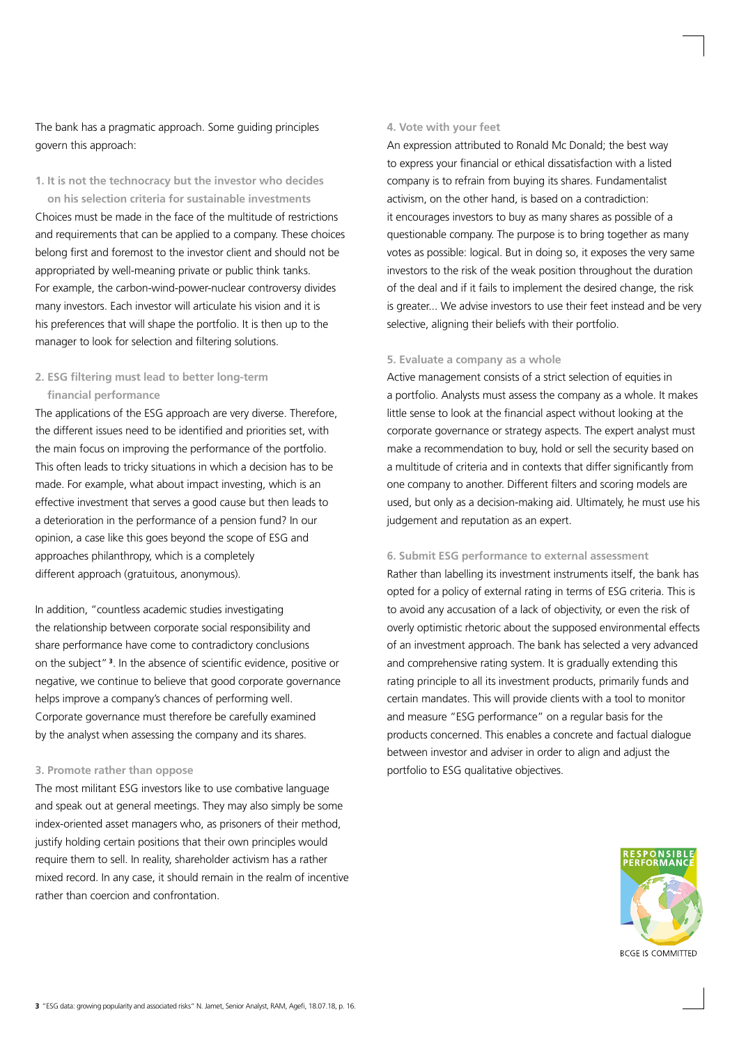The bank has a pragmatic approach. Some guiding principles govern this approach:

### 1. It is not the technocracy but the investor who decides on his selection criteria for sustainable investments

Choices must be made in the face of the multitude of restrictions and requirements that can be applied to a company. These choices belong first and foremost to the investor client and should not be appropriated by well-meaning private or public think tanks. For example, the carbon-wind-power-nuclear controversy divides many investors. Each investor will articulate his vision and it is his preferences that will shape the portfolio. It is then up to the manager to look for selection and filtering solutions.

### 2. ESG filtering must lead to better long-term financial performance

The applications of the ESG approach are very diverse. Therefore, the different issues need to be identified and priorities set, with the main focus on improving the performance of the portfolio. This often leads to tricky situations in which a decision has to be made. For example, what about impact investing, which is an effective investment that serves a good cause but then leads to a deterioration in the performance of a pension fund? In our opinion, a case like this goes beyond the scope of ESG and approaches philanthropy, which is a completely different approach (gratuitous, anonymous).

In addition, "countless academic studies investigating the relationship between corporate social responsibility and share performance have come to contradictory conclusions on the subject" [3]. In the absence of scientific evidence, positive or negative, we continue to believe that good corporate governance helps improve a company's chances of performing well. Corporate governance must therefore be carefully examined by the analyst when assessing the company and its shares.

### 3. Promote rather than oppose

The most militant ESG investors like to use combative language and speak out at general meetings. They may also simply be some index-oriented asset managers who, as prisoners of their method, justify holding certain positions that their own principles would require them to sell. In reality, shareholder activism has a rather mixed record. In any case, it should remain in the realm of incentive rather than coercion and confrontation.

### 4. Vote with your feet

An expression attributed to Ronald Mc Donald; the best way to express your financial or ethical dissatisfaction with a listed company is to refrain from buying its shares. Fundamentalist activism, on the other hand, is based on a contradiction: it encourages investors to buy as many shares as possible of a questionable company. The purpose is to bring together as many votes as possible: logical. But in doing so, it exposes the very same investors to the risk of the weak position throughout the duration of the deal and if it fails to implement the desired change, the risk is greater... We advise investors to use their feet instead and be very selective, aligning their beliefs with their portfolio.

### 5. Evaluate a company as a whole

Active management consists of a strict selection of equities in a portfolio. Analysts must assess the company as a whole. It makes little sense to look at the financial aspect without looking at the corporate governance or strategy aspects. The expert analyst must make a recommendation to buy, hold or sell the security based on a multitude of criteria and in contexts that differ significantly from one company to another. Different filters and scoring models are used, but only as a decision-making aid. Ultimately, he must use his judgement and reputation as an expert.

### 6. Submit ESG performance to external assessment

Rather than labelling its investment instruments itself, the bank has opted for a policy of external rating in terms of ESG criteria. This is to avoid any accusation of a lack of objectivity, or even the risk of overly optimistic rhetoric about the supposed environmental effects of an investment approach. The bank has selected a very advanced and comprehensive rating system. It is gradually extending this rating principle to all its investment products, primarily funds and certain mandates. This will provide clients with a tool to monitor and measure "ESG performance" on a regular basis for the products concerned. This enables a concrete and factual dialogue between investor and adviser in order to align and adjust the portfolio to ESG qualitative objectives.

RESPONSIBLE PERFORMANCE

BCGE IS COMMITTED

[3] "ESG data: growing popularity and associated risks" N. Jamet, Senior Analyst, RAM, Agefi, 18.07.18, p. 16.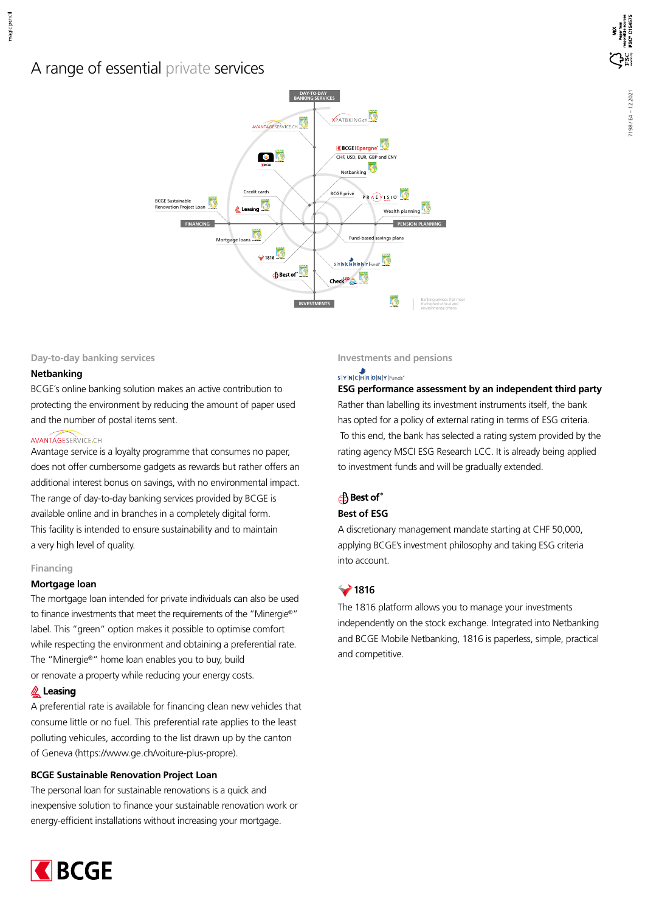# A range of essential private services

DAY-TO-DAY BANKING SERVICES

AVANTAGESERVICE.CH

XPATBKING.ch

BCGE|Epargne

CHF, USD, EUR, GBP and CNY

Netbanking

Credit cards

BCGE privé

PRAEVISIO

Wealth planning

BCGE Sustainable Renovation Project Loan

Leasing

FINANCING

PENSION PLANNING

Mortgage loans

Fund-based savings plans

1816

SYNCHRONY Funds

Best of

Check UP

INVESTMENTS

Banking services that meet the highest ethical and environmental criteria

## Day-to-day banking services

### Netbanking

BCGE´s online banking solution makes an active contribution to protecting the environment by reducing the amount of paper used and the number of postal items sent.

AVANTAGESERVICE.CH

Avantage service is a loyalty programme that consumes no paper, does not offer cumbersome gadgets as rewards but rather offers an additional interest bonus on savings, with no environmental impact. The range of day-to-day banking services provided by BCGE is available online and in branches in a completely digital form. This facility is intended to ensure sustainability and to maintain a very high level of quality.

## Financing

### Mortgage loan

The mortgage loan intended for private individuals can also be used to finance investments that meet the requirements of the "Minergie®" label. This "green" option makes it possible to optimise comfort while respecting the environment and obtaining a preferential rate. The "Minergie®" home loan enables you to buy, build or renovate a property while reducing your energy costs.

### Leasing

A preferential rate is available for financing clean new vehicles that consume little or no fuel. This preferential rate applies to the least polluting vehicules, according to the list drawn up by the canton of Geneva (https://www.ge.ch/voiture-plus-propre).

### BCGE Sustainable Renovation Project Loan

The personal loan for sustainable renovations is a quick and inexpensive solution to finance your sustainable renovation work or energy-efficient installations without increasing your mortgage.

## Investments and pensions

SYNCHRONY Funds

### ESG performance assessment by an independent third party

Rather than labelling its investment instruments itself, the bank has opted for a policy of external rating in terms of ESG criteria. To this end, the bank has selected a rating system provided by the rating agency MSCI ESG Research LCC. It is already being applied to investment funds and will be gradually extended.

Best of

### Best of ESG

A discretionary management mandate starting at CHF 50,000, applying BCGE's investment philosophy and taking ESG criteria into account.

### 1816

The 1816 platform allows you to manage your investments independently on the stock exchange. Integrated into Netbanking and BCGE Mobile Netbanking, 1816 is paperless, simple, practical and competitive.

BCGE